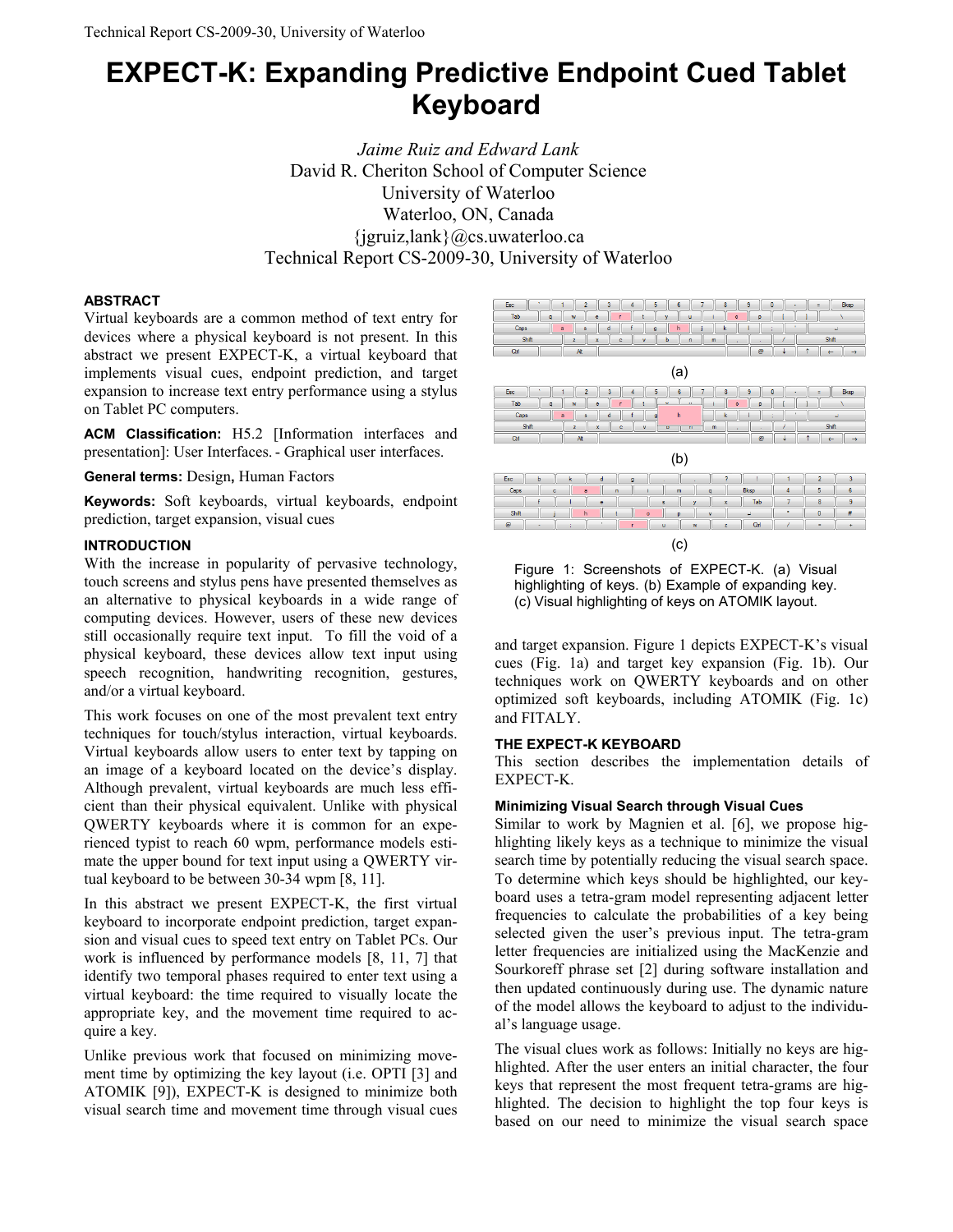# EXPECT-K: Expanding Predictive Endpoint Cued Tablet Keyboard

*Jaime Ruiz and Edward Lank*
David R. Cheriton School of Computer Science
University of Waterloo
Waterloo, ON, Canada
{jgruiz,lank}@cs.uwaterloo.ca
Technical Report CS-2009-30, University of Waterloo

## ABSTRACT

Virtual keyboards are a common method of text entry for devices where a physical keyboard is not present. In this abstract we present EXPECT-K, a virtual keyboard that implements visual cues, endpoint prediction, and target expansion to increase text entry performance using a stylus on Tablet PC computers.

**ACM Classification:** H5.2 [Information interfaces and presentation]: User Interfaces. - Graphical user interfaces.

**General terms:** Design, Human Factors

**Keywords:** Soft keyboards, virtual keyboards, endpoint prediction, target expansion, visual cues

## INTRODUCTION

With the increase in popularity of pervasive technology, touch screens and stylus pens have presented themselves as an alternative to physical keyboards in a wide range of computing devices. However, users of these new devices still occasionally require text input. To fill the void of a physical keyboard, these devices allow text input using speech recognition, handwriting recognition, gestures, and/or a virtual keyboard.

This work focuses on one of the most prevalent text entry techniques for touch/stylus interaction, virtual keyboards. Virtual keyboards allow users to enter text by tapping on an image of a keyboard located on the device's display. Although prevalent, virtual keyboards are much less efficient than their physical equivalent. Unlike with physical QWERTY keyboards where it is common for an experienced typist to reach 60 wpm, performance models estimate the upper bound for text input using a QWERTY virtual keyboard to be between 30-34 wpm [8, 11].

In this abstract we present EXPECT-K, the first virtual keyboard to incorporate endpoint prediction, target expansion and visual cues to speed text entry on Tablet PCs. Our work is influenced by performance models [8, 11, 7] that identify two temporal phases required to enter text using a virtual keyboard: the time required to visually locate the appropriate key, and the movement time required to acquire a key.

Unlike previous work that focused on minimizing movement time by optimizing the key layout (i.e. OPTI [3] and ATOMIK [9]), EXPECT-K is designed to minimize both visual search time and movement time through visual cues and target expansion. Figure 1 depicts EXPECT-K's visual cues (Fig. 1a) and target key expansion (Fig. 1b). Our techniques work on QWERTY keyboards and on other optimized soft keyboards, including ATOMIK (Fig. 1c) and FITALY.

Figure 1: Screenshots of EXPECT-K. (a) Visual highlighting of keys. (b) Example of expanding key. (c) Visual highlighting of keys on ATOMIK layout.

## THE EXPECT-K KEYBOARD

This section describes the implementation details of EXPECT-K.

### Minimizing Visual Search through Visual Cues

Similar to work by Magnien et al. [6], we propose highlighting likely keys as a technique to minimize the visual search time by potentially reducing the visual search space. To determine which keys should be highlighted, our keyboard uses a tetra-gram model representing adjacent letter frequencies to calculate the probabilities of a key being selected given the user's previous input. The tetra-gram letter frequencies are initialized using the MacKenzie and Sourkoreff phrase set [2] during software installation and then updated continuously during use. The dynamic nature of the model allows the keyboard to adjust to the individual's language usage.

The visual clues work as follows: Initially no keys are highlighted. After the user enters an initial character, the four keys that represent the most frequent tetra-grams are highlighted. The decision to highlight the top four keys is based on our need to minimize the visual search space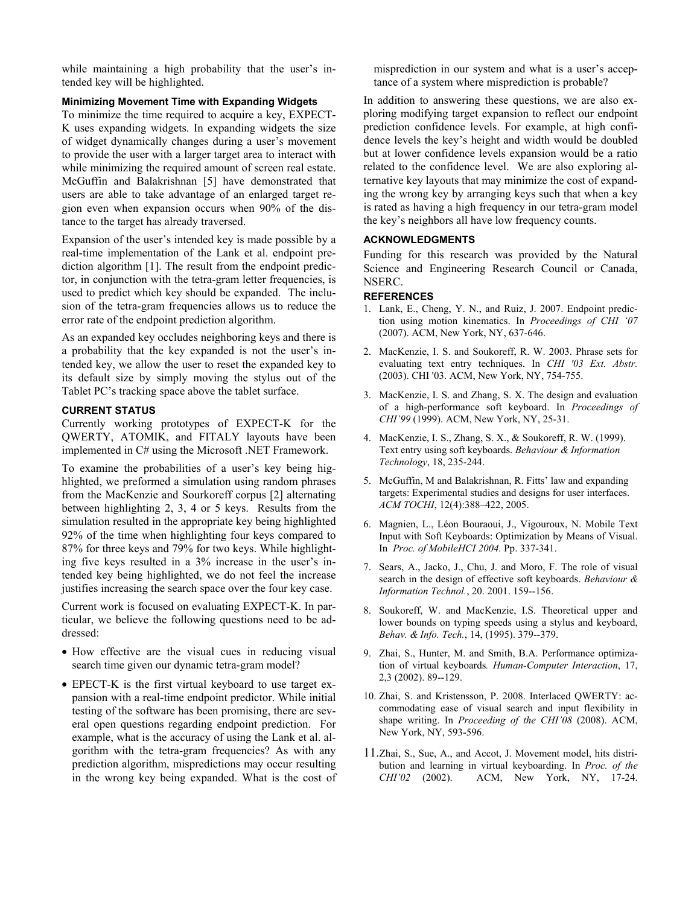while maintaining a high probability that the user's intended key will be highlighted.

### Minimizing Movement Time with Expanding Widgets

To minimize the time required to acquire a key, EXPECT-K uses expanding widgets. In expanding widgets the size of widget dynamically changes during a user's movement to provide the user with a larger target area to interact with while minimizing the required amount of screen real estate. McGuffin and Balakrishnan [5] have demonstrated that users are able to take advantage of an enlarged target region even when expansion occurs when 90% of the distance to the target has already traversed.

Expansion of the user's intended key is made possible by a real-time implementation of the Lank et al. endpoint prediction algorithm [1]. The result from the endpoint predictor, in conjunction with the tetra-gram letter frequencies, is used to predict which key should be expanded. The inclusion of the tetra-gram frequencies allows us to reduce the error rate of the endpoint prediction algorithm.

As an expanded key occludes neighboring keys and there is a probability that the key expanded is not the user's intended key, we allow the user to reset the expanded key to its default size by simply moving the stylus out of the Tablet PC's tracking space above the tablet surface.

## CURRENT STATUS

Currently working prototypes of EXPECT-K for the QWERTY, ATOMIK, and FITALY layouts have been implemented in C# using the Microsoft .NET Framework.

To examine the probabilities of a user's key being highlighted, we preformed a simulation using random phrases from the MacKenzie and Sourkoreff corpus [2] alternating between highlighting 2, 3, 4 or 5 keys. Results from the simulation resulted in the appropriate key being highlighted 92% of the time when highlighting four keys compared to 87% for three keys and 79% for two keys. While highlighting five keys resulted in a 3% increase in the user's intended key being highlighted, we do not feel the increase justifies increasing the search space over the four key case.

Current work is focused on evaluating EXPECT-K. In particular, we believe the following questions need to be addressed:

- How effective are the visual cues in reducing visual search time given our dynamic tetra-gram model?
- EPECT-K is the first virtual keyboard to use target expansion with a real-time endpoint predictor. While initial testing of the software has been promising, there are several open questions regarding endpoint prediction. For example, what is the accuracy of using the Lank et al. algorithm with the tetra-gram frequencies? As with any prediction algorithm, mispredictions may occur resulting in the wrong key being expanded. What is the cost of misprediction in our system and what is a user's acceptance of a system where misprediction is probable?

In addition to answering these questions, we are also exploring modifying target expansion to reflect our endpoint prediction confidence levels. For example, at high confidence levels the key's height and width would be doubled but at lower confidence levels expansion would be a ratio related to the confidence level. We are also exploring alternative key layouts that may minimize the cost of expanding the wrong key by arranging keys such that when a key is rated as having a high frequency in our tetra-gram model the key's neighbors all have low frequency counts.

## ACKNOWLEDGMENTS

Funding for this research was provided by the Natural Science and Engineering Research Council or Canada, NSERC.

## REFERENCES

1. Lank, E., Cheng, Y. N., and Ruiz, J. 2007. Endpoint prediction using motion kinematics. In *Proceedings of CHI '07* (2007). ACM, New York, NY, 637-646.
2. MacKenzie, I. S. and Soukoreff, R. W. 2003. Phrase sets for evaluating text entry techniques. In *CHI '03 Ext. Abstr.* (2003). CHI '03. ACM, New York, NY, 754-755.
3. MacKenzie, I. S. and Zhang, S. X. The design and evaluation of a high-performance soft keyboard. In *Proceedings of CHI'99* (1999). ACM, New York, NY, 25-31.
4. MacKenzie, I. S., Zhang, S. X., & Soukoreff, R. W. (1999). Text entry using soft keyboards. *Behaviour & Information Technology*, 18, 235-244.
5. McGuffin, M and Balakrishnan, R. Fitts' law and expanding targets: Experimental studies and designs for user interfaces. *ACM TOCHI*, 12(4):388–422, 2005.
6. Magnien, L., Léon Bouraoui, J., Vigouroux, N. Mobile Text Input with Soft Keyboards: Optimization by Means of Visual. In *Proc. of MobileHCI 2004.* Pp. 337-341.
7. Sears, A., Jacko, J., Chu, J. and Moro, F. The role of visual search in the design of effective soft keyboards. *Behaviour & Information Technol.*, 20. 2001. 159--156.
8. Soukoreff, W. and MacKenzie, I.S. Theoretical upper and lower bounds on typing speeds using a stylus and keyboard, *Behav. & Info. Tech.*, 14, (1995). 379--379.
9. Zhai, S., Hunter, M. and Smith, B.A. Performance optimization of virtual keyboards*. Human-Computer Interaction*, 17, 2,3 (2002). 89--129.
10. Zhai, S. and Kristensson, P. 2008. Interlaced QWERTY: accommodating ease of visual search and input flexibility in shape writing. In *Proceeding of the CHI'08* (2008). ACM, New York, NY, 593-596.
11. Zhai, S., Sue, A., and Accot, J. Movement model, hits distribution and learning in virtual keyboarding. In *Proc. of the CHI'02* (2002). ACM, New York, NY, 17-24.